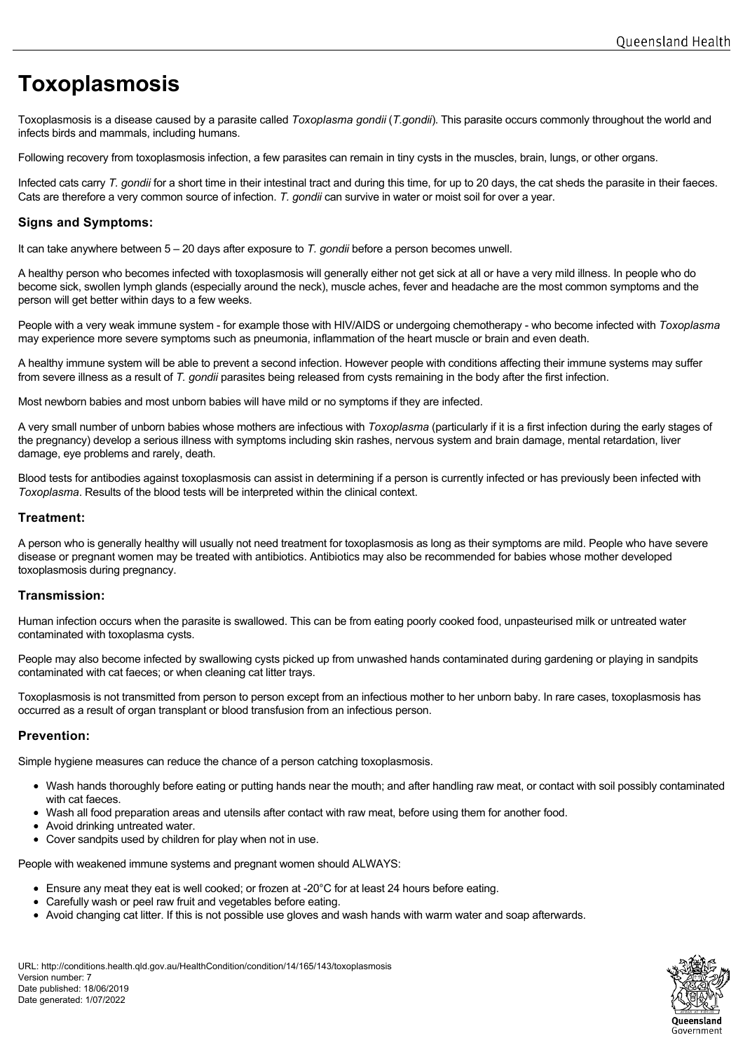# Toxoplasmosis

Toxoplasmosis is a disease caused by a parasite called *Toxoplasma gondii* (*T.gondii*). This parasite occurs commonly throughout the world and infects birds and mammals, including humans.

Following recovery from toxoplasmosis infection, a few parasites can remain in tiny cysts in the muscles, brain, lungs, or other organs.

Infected cats carry *T. gondii* for a short time in their intestinal tract and during this time, for up to 20 days, the cat sheds the parasite in their faeces. Cats are therefore a very common source of infection. *T. gondii* can survive in water or moist soil for over a year.

## Signs and Symptoms:

It can take anywhere between 5 – 20 days after exposure to *T. gondii* before a person becomes unwell.

A healthy person who becomes infected with toxoplasmosis will generally either not get sick at all or have a very mild illness. In people who do become sick, swollen lymph glands (especially around the neck), muscle aches, fever and headache are the most common symptoms and the person will get better within days to a few weeks.

People with a very weak immune system - for example those with HIV/AIDS or undergoing chemotherapy - who become infected with *Toxoplasma* may experience more severe symptoms such as pneumonia, inflammation of the heart muscle or brain and even death.

A healthy immune system will be able to prevent a second infection. However people with conditions affecting their immune systems may suffer from severe illness as a result of *T. gondii* parasites being released from cysts remaining in the body after the first infection.

Most newborn babies and most unborn babies will have mild or no symptoms if they are infected.

A very small number of unborn babies whose mothers are infectious with *Toxoplasma* (particularly if it is a first infection during the early stages of the pregnancy) develop a serious illness with symptoms including skin rashes, nervous system and brain damage, mental retardation, liver damage, eye problems and rarely, death.

Blood tests for antibodies against toxoplasmosis can assist in determining if a person is currently infected or has previously been infected with *Toxoplasma*. Results of the blood tests will be interpreted within the clinical context.

## Treatment:

A person who is generally healthy will usually not need treatment for toxoplasmosis as long as their symptoms are mild. People who have severe disease or pregnant women may be treated with antibiotics. Antibiotics may also be recommended for babies whose mother developed toxoplasmosis during pregnancy.

## Transmission:

Human infection occurs when the parasite is swallowed. This can be from eating poorly cooked food, unpasteurised milk or untreated water contaminated with toxoplasma cysts.

People may also become infected by swallowing cysts picked up from unwashed hands contaminated during gardening or playing in sandpits contaminated with cat faeces; or when cleaning cat litter trays.

Toxoplasmosis is not transmitted from person to person except from an infectious mother to her unborn baby. In rare cases, toxoplasmosis has occurred as a result of organ transplant or blood transfusion from an infectious person.

## Prevention:

Simple hygiene measures can reduce the chance of a person catching toxoplasmosis.

- Wash hands thoroughly before eating or putting hands near the mouth; and after handling raw meat, or contact with soil possibly contaminated with cat faeces.
- Wash all food preparation areas and utensils after contact with raw meat, before using them for another food.
- Avoid drinking untreated water.
- Cover sandpits used by children for play when not in use.

People with weakened immune systems and pregnant women should ALWAYS:

- Ensure any meat they eat is well cooked; or frozen at -20°C for at least 24 hours before eating.
- Carefully wash or peel raw fruit and vegetables before eating.
- Avoid changing cat litter. If this is not possible use gloves and wash hands with warm water and soap afterwards.

URL: http://conditions.health.qld.gov.au/HealthCondition/condition/14/165/143/toxoplasmosis
Version number: 7
Date published: 18/06/2019
Date generated: 1/07/2022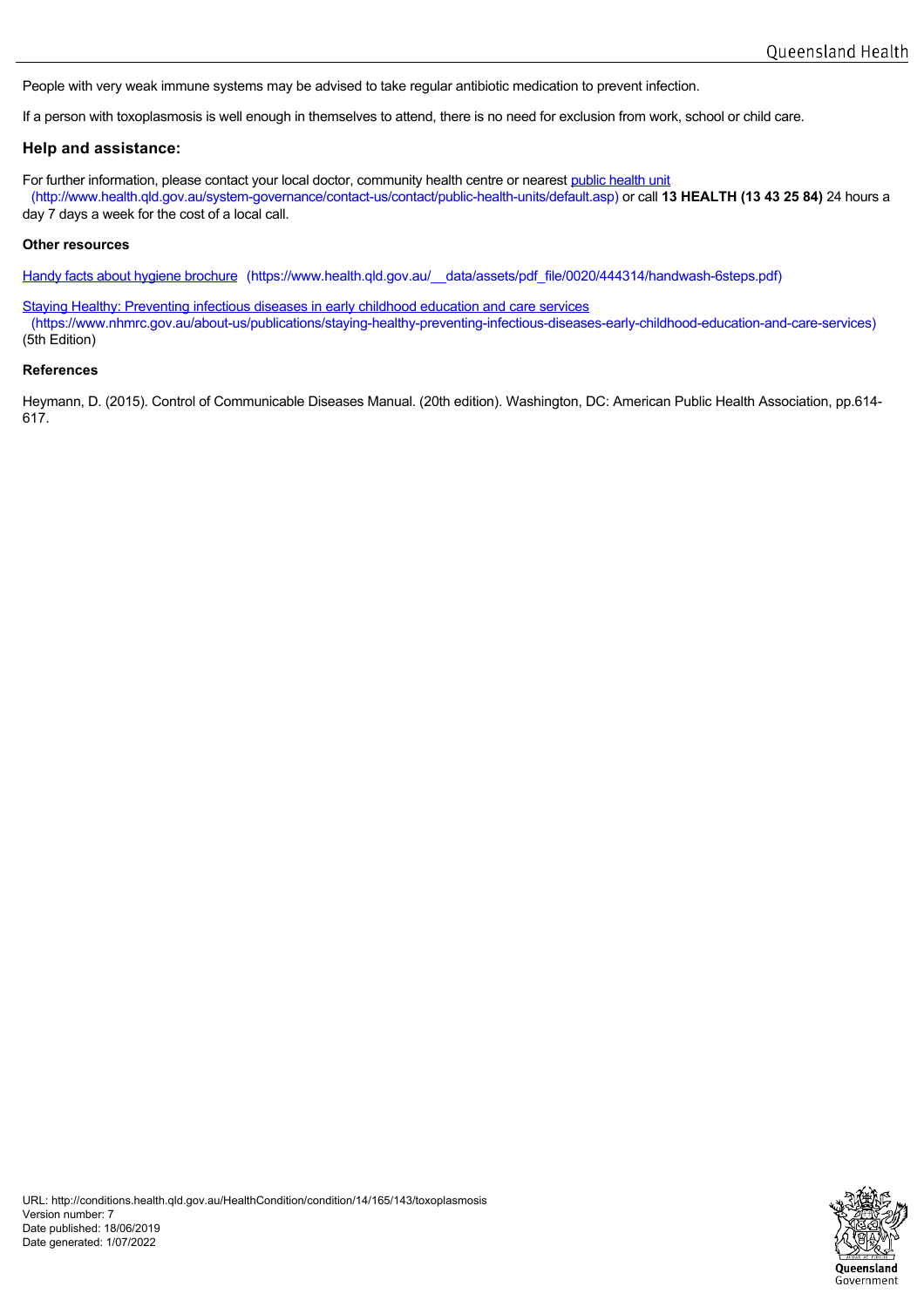People with very weak immune systems may be advised to take regular antibiotic medication to prevent infection.

If a person with toxoplasmosis is well enough in themselves to attend, there is no need for exclusion from work, school or child care.

## Help and assistance:

For further information, please contact your local doctor, community health centre or nearest public health unit (http://www.health.qld.gov.au/system-governance/contact-us/contact/public-health-units/default.asp) or call **13 HEALTH (13 43 25 84)** 24 hours a day 7 days a week for the cost of a local call.

### Other resources

Handy facts about hygiene brochure (https://www.health.qld.gov.au/__data/assets/pdf_file/0020/444314/handwash-6steps.pdf)

Staying Healthy: Preventing infectious diseases in early childhood education and care services (https://www.nhmrc.gov.au/about-us/publications/staying-healthy-preventing-infectious-diseases-early-childhood-education-and-care-services) (5th Edition)

### References

Heymann, D. (2015). Control of Communicable Diseases Manual. (20th edition). Washington, DC: American Public Health Association, pp.614-617.

URL: http://conditions.health.qld.gov.au/HealthCondition/condition/14/165/143/toxoplasmosis
Version number: 7
Date published: 18/06/2019
Date generated: 1/07/2022